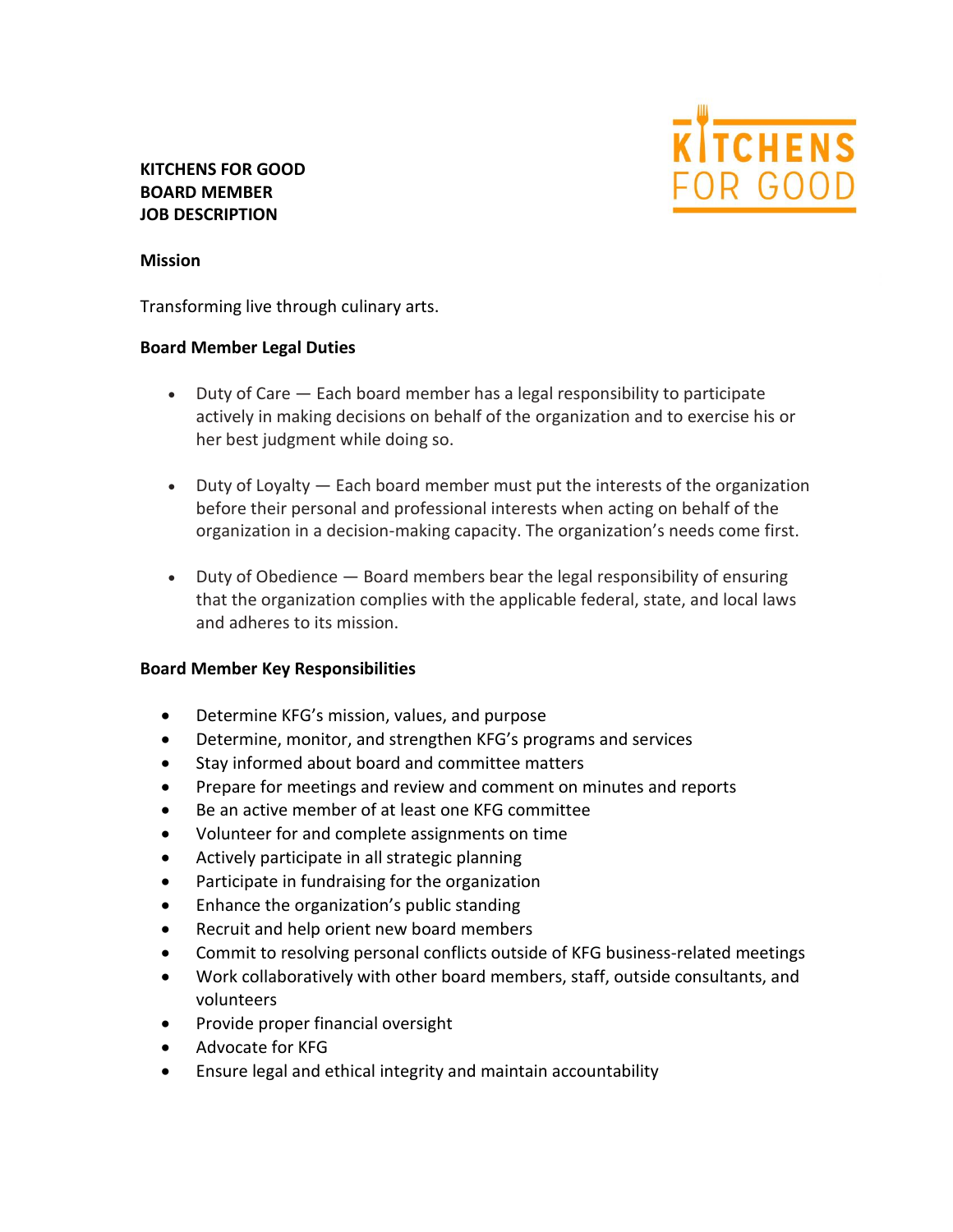**KITCHENS FOR GOOD**
**BOARD MEMBER**
**JOB DESCRIPTION**

KITCHENS FOR GOOD

### Mission

Transforming live through culinary arts.

### Board Member Legal Duties

- Duty of Care — Each board member has a legal responsibility to participate actively in making decisions on behalf of the organization and to exercise his or her best judgment while doing so.

- Duty of Loyalty — Each board member must put the interests of the organization before their personal and professional interests when acting on behalf of the organization in a decision-making capacity. The organization's needs come first.

- Duty of Obedience — Board members bear the legal responsibility of ensuring that the organization complies with the applicable federal, state, and local laws and adheres to its mission.

### Board Member Key Responsibilities

- Determine KFG's mission, values, and purpose
- Determine, monitor, and strengthen KFG's programs and services
- Stay informed about board and committee matters
- Prepare for meetings and review and comment on minutes and reports
- Be an active member of at least one KFG committee
- Volunteer for and complete assignments on time
- Actively participate in all strategic planning
- Participate in fundraising for the organization
- Enhance the organization's public standing
- Recruit and help orient new board members
- Commit to resolving personal conflicts outside of KFG business-related meetings
- Work collaboratively with other board members, staff, outside consultants, and volunteers
- Provide proper financial oversight
- Advocate for KFG
- Ensure legal and ethical integrity and maintain accountability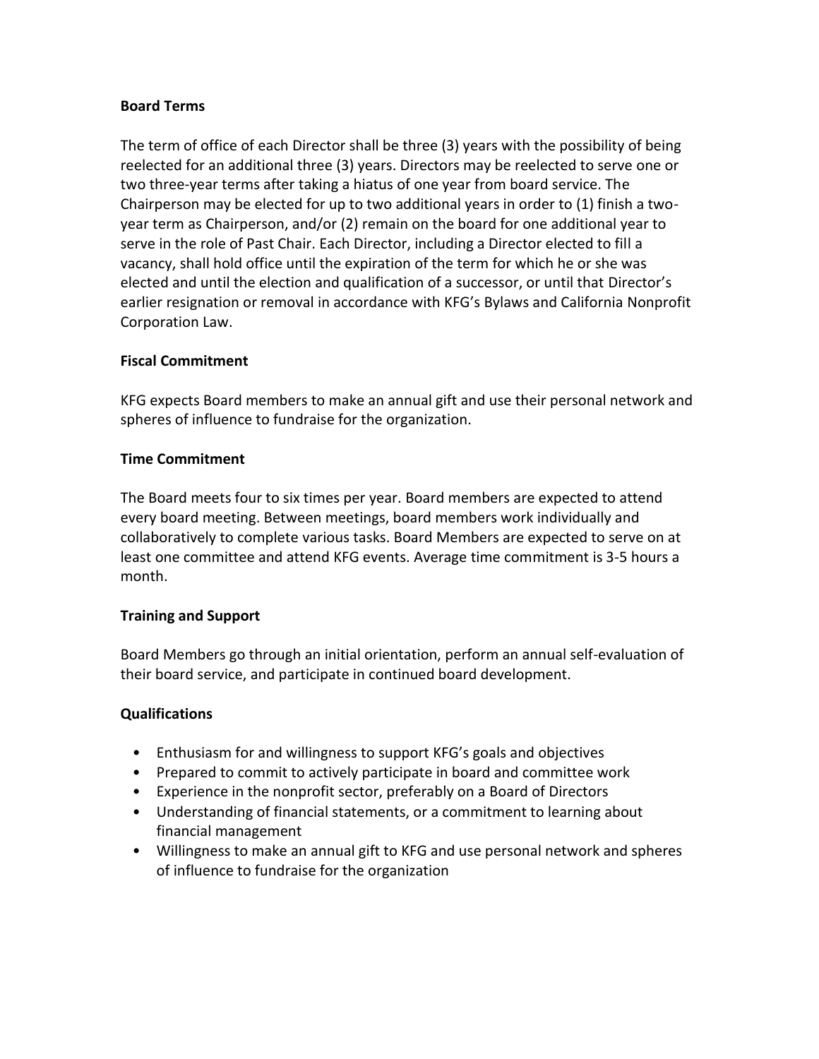**Board Terms**

The term of office of each Director shall be three (3) years with the possibility of being reelected for an additional three (3) years. Directors may be reelected to serve one or two three-year terms after taking a hiatus of one year from board service. The Chairperson may be elected for up to two additional years in order to (1) finish a two-year term as Chairperson, and/or (2) remain on the board for one additional year to serve in the role of Past Chair. Each Director, including a Director elected to fill a vacancy, shall hold office until the expiration of the term for which he or she was elected and until the election and qualification of a successor, or until that Director's earlier resignation or removal in accordance with KFG's Bylaws and California Nonprofit Corporation Law.

**Fiscal Commitment**

KFG expects Board members to make an annual gift and use their personal network and spheres of influence to fundraise for the organization.

**Time Commitment**

The Board meets four to six times per year. Board members are expected to attend every board meeting. Between meetings, board members work individually and collaboratively to complete various tasks. Board Members are expected to serve on at least one committee and attend KFG events. Average time commitment is 3-5 hours a month.

**Training and Support**

Board Members go through an initial orientation, perform an annual self-evaluation of their board service, and participate in continued board development.

**Qualifications**

- Enthusiasm for and willingness to support KFG's goals and objectives
- Prepared to commit to actively participate in board and committee work
- Experience in the nonprofit sector, preferably on a Board of Directors
- Understanding of financial statements, or a commitment to learning about financial management
- Willingness to make an annual gift to KFG and use personal network and spheres of influence to fundraise for the organization